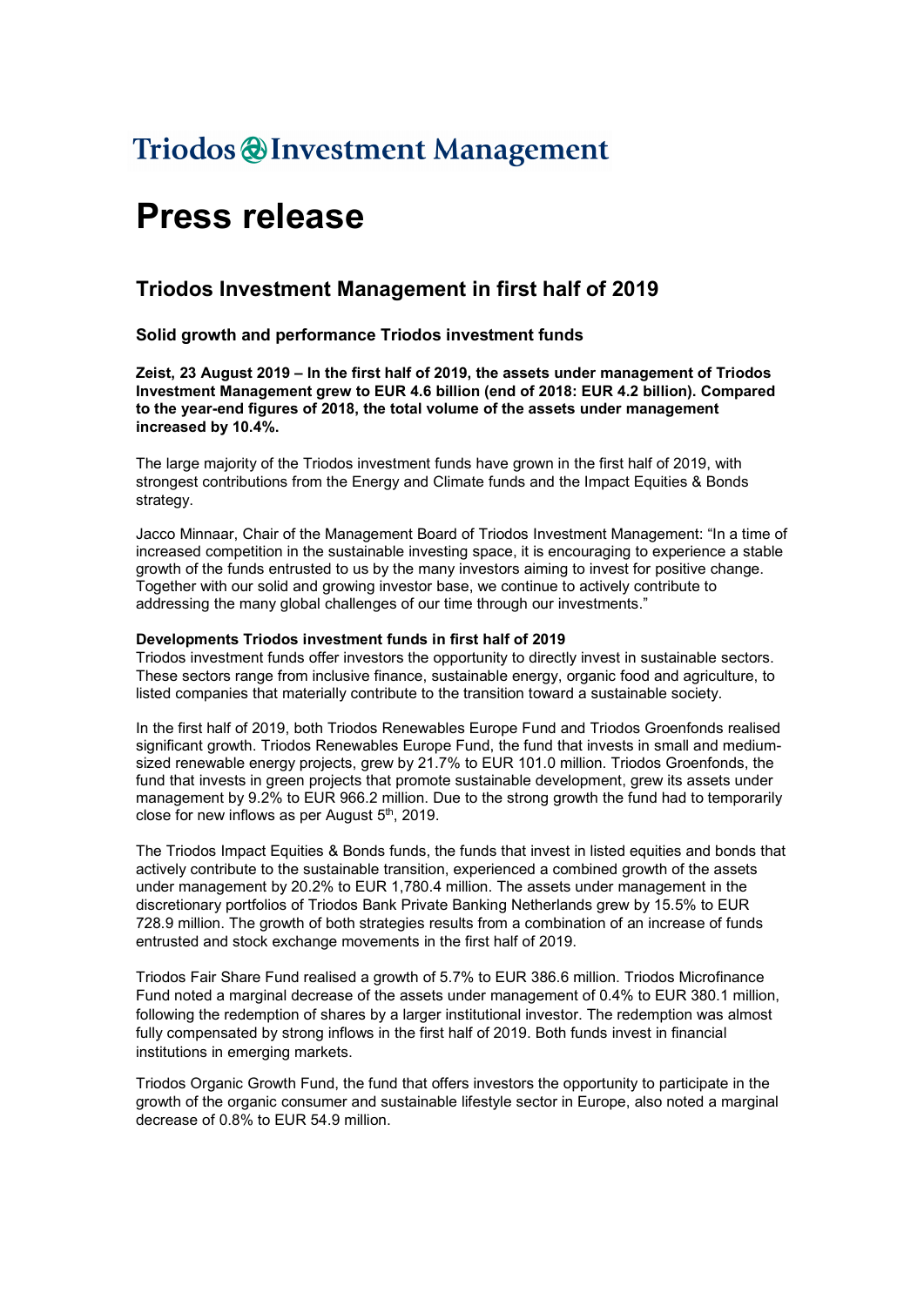Triodos Investment Management

# Press release

## Triodos Investment Management in first half of 2019

### Solid growth and performance Triodos investment funds

**Zeist, 23 August 2019 – In the first half of 2019, the assets under management of Triodos Investment Management grew to EUR 4.6 billion (end of 2018: EUR 4.2 billion). Compared to the year-end figures of 2018, the total volume of the assets under management increased by 10.4%.**

The large majority of the Triodos investment funds have grown in the first half of 2019, with strongest contributions from the Energy and Climate funds and the Impact Equities & Bonds strategy.

Jacco Minnaar, Chair of the Management Board of Triodos Investment Management: "In a time of increased competition in the sustainable investing space, it is encouraging to experience a stable growth of the funds entrusted to us by the many investors aiming to invest for positive change. Together with our solid and growing investor base, we continue to actively contribute to addressing the many global challenges of our time through our investments."

**Developments Triodos investment funds in first half of 2019**

Triodos investment funds offer investors the opportunity to directly invest in sustainable sectors. These sectors range from inclusive finance, sustainable energy, organic food and agriculture, to listed companies that materially contribute to the transition toward a sustainable society.

In the first half of 2019, both Triodos Renewables Europe Fund and Triodos Groenfonds realised significant growth. Triodos Renewables Europe Fund, the fund that invests in small and medium-sized renewable energy projects, grew by 21.7% to EUR 101.0 million. Triodos Groenfonds, the fund that invests in green projects that promote sustainable development, grew its assets under management by 9.2% to EUR 966.2 million. Due to the strong growth the fund had to temporarily close for new inflows as per August 5th, 2019.

The Triodos Impact Equities & Bonds funds, the funds that invest in listed equities and bonds that actively contribute to the sustainable transition, experienced a combined growth of the assets under management by 20.2% to EUR 1,780.4 million. The assets under management in the discretionary portfolios of Triodos Bank Private Banking Netherlands grew by 15.5% to EUR 728.9 million. The growth of both strategies results from a combination of an increase of funds entrusted and stock exchange movements in the first half of 2019.

Triodos Fair Share Fund realised a growth of 5.7% to EUR 386.6 million. Triodos Microfinance Fund noted a marginal decrease of the assets under management of 0.4% to EUR 380.1 million, following the redemption of shares by a larger institutional investor. The redemption was almost fully compensated by strong inflows in the first half of 2019. Both funds invest in financial institutions in emerging markets.

Triodos Organic Growth Fund, the fund that offers investors the opportunity to participate in the growth of the organic consumer and sustainable lifestyle sector in Europe, also noted a marginal decrease of 0.8% to EUR 54.9 million.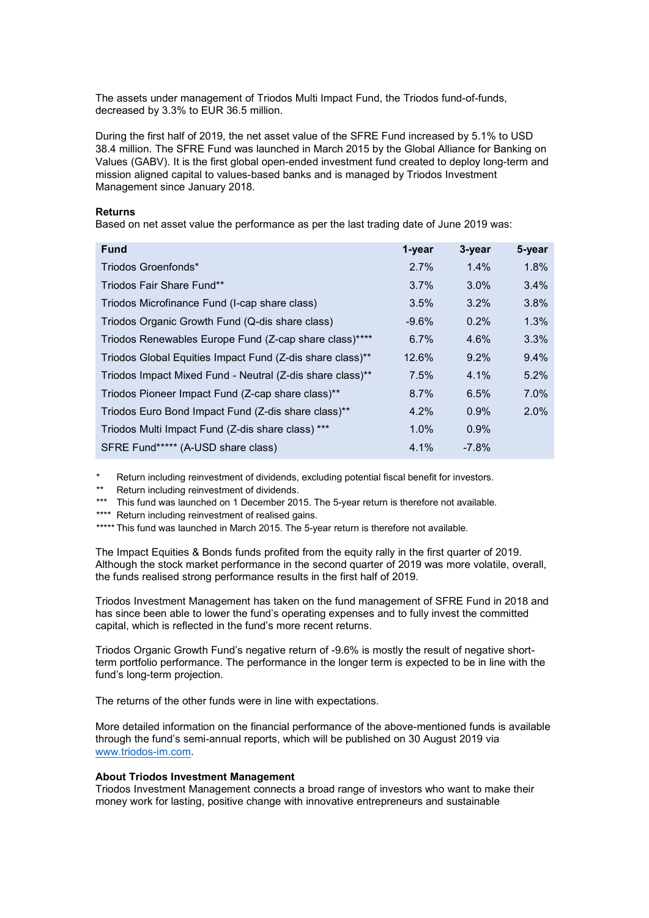The assets under management of Triodos Multi Impact Fund, the Triodos fund-of-funds, decreased by 3.3% to EUR 36.5 million.

During the first half of 2019, the net asset value of the SFRE Fund increased by 5.1% to USD 38.4 million. The SFRE Fund was launched in March 2015 by the Global Alliance for Banking on Values (GABV). It is the first global open-ended investment fund created to deploy long-term and mission aligned capital to values-based banks and is managed by Triodos Investment Management since January 2018.

**Returns**
Based on net asset value the performance as per the last trading date of June 2019 was:

| Fund | 1-year | 3-year | 5-year |
|---|---|---|---|
| Triodos Groenfonds* | 2.7% | 1.4% | 1.8% |
| Triodos Fair Share Fund** | 3.7% | 3.0% | 3.4% |
| Triodos Microfinance Fund (I-cap share class) | 3.5% | 3.2% | 3.8% |
| Triodos Organic Growth Fund (Q-dis share class) | -9.6% | 0.2% | 1.3% |
| Triodos Renewables Europe Fund (Z-cap share class)**** | 6.7% | 4.6% | 3.3% |
| Triodos Global Equities Impact Fund (Z-dis share class)** | 12.6% | 9.2% | 9.4% |
| Triodos Impact Mixed Fund - Neutral (Z-dis share class)** | 7.5% | 4.1% | 5.2% |
| Triodos Pioneer Impact Fund (Z-cap share class)** | 8.7% | 6.5% | 7.0% |
| Triodos Euro Bond Impact Fund (Z-dis share class)** | 4.2% | 0.9% | 2.0% |
| Triodos Multi Impact Fund (Z-dis share class) *** | 1.0% | 0.9% | |
| SFRE Fund***** (A-USD share class) | 4.1% | -7.8% | |

\* Return including reinvestment of dividends, excluding potential fiscal benefit for investors.
** Return including reinvestment of dividends.
*** This fund was launched on 1 December 2015. The 5-year return is therefore not available.
**** Return including reinvestment of realised gains.
***** This fund was launched in March 2015. The 5-year return is therefore not available.

The Impact Equities & Bonds funds profited from the equity rally in the first quarter of 2019. Although the stock market performance in the second quarter of 2019 was more volatile, overall, the funds realised strong performance results in the first half of 2019.

Triodos Investment Management has taken on the fund management of SFRE Fund in 2018 and has since been able to lower the fund's operating expenses and to fully invest the committed capital, which is reflected in the fund's more recent returns.

Triodos Organic Growth Fund's negative return of -9.6% is mostly the result of negative short-term portfolio performance. The performance in the longer term is expected to be in line with the fund's long-term projection.

The returns of the other funds were in line with expectations.

More detailed information on the financial performance of the above-mentioned funds is available through the fund's semi-annual reports, which will be published on 30 August 2019 via www.triodos-im.com.

**About Triodos Investment Management**
Triodos Investment Management connects a broad range of investors who want to make their money work for lasting, positive change with innovative entrepreneurs and sustainable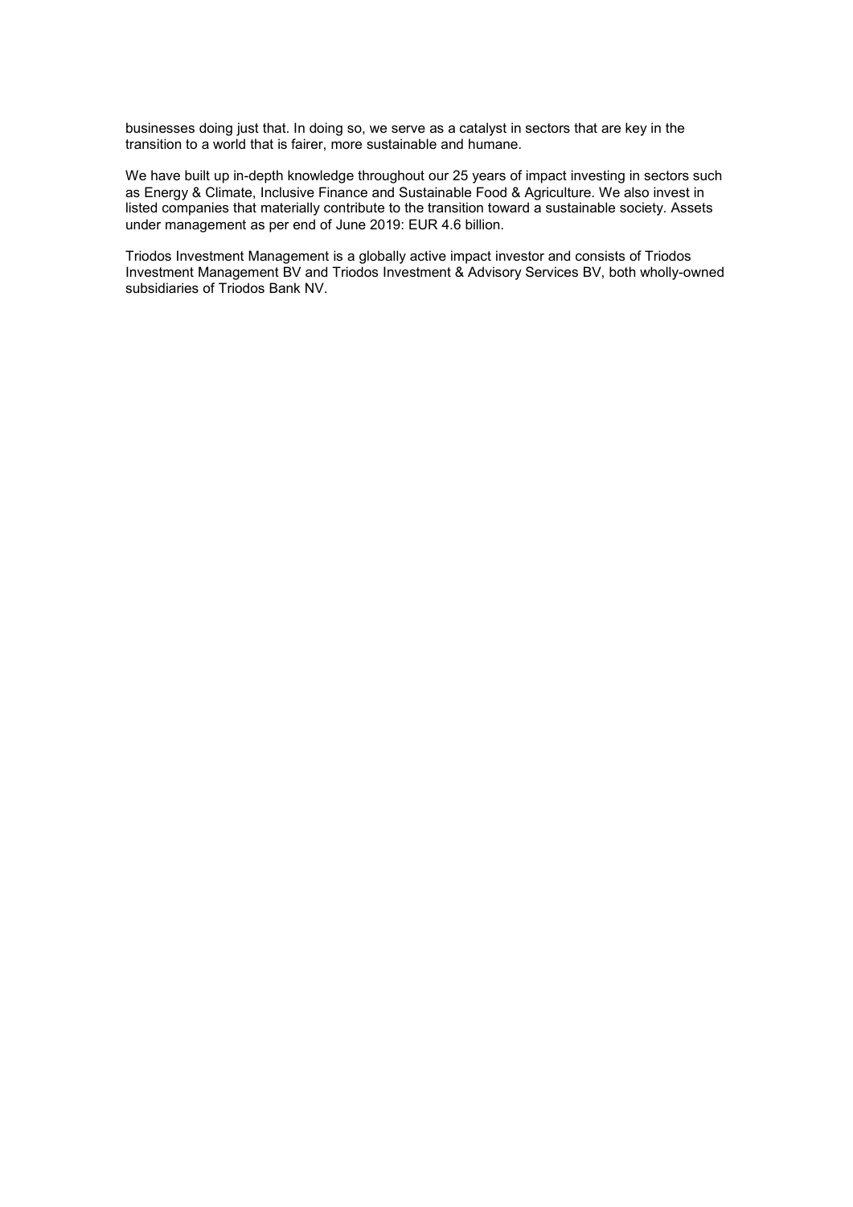businesses doing just that. In doing so, we serve as a catalyst in sectors that are key in the transition to a world that is fairer, more sustainable and humane.

We have built up in-depth knowledge throughout our 25 years of impact investing in sectors such as Energy & Climate, Inclusive Finance and Sustainable Food & Agriculture. We also invest in listed companies that materially contribute to the transition toward a sustainable society. Assets under management as per end of June 2019: EUR 4.6 billion.

Triodos Investment Management is a globally active impact investor and consists of Triodos Investment Management BV and Triodos Investment & Advisory Services BV, both wholly-owned subsidiaries of Triodos Bank NV.